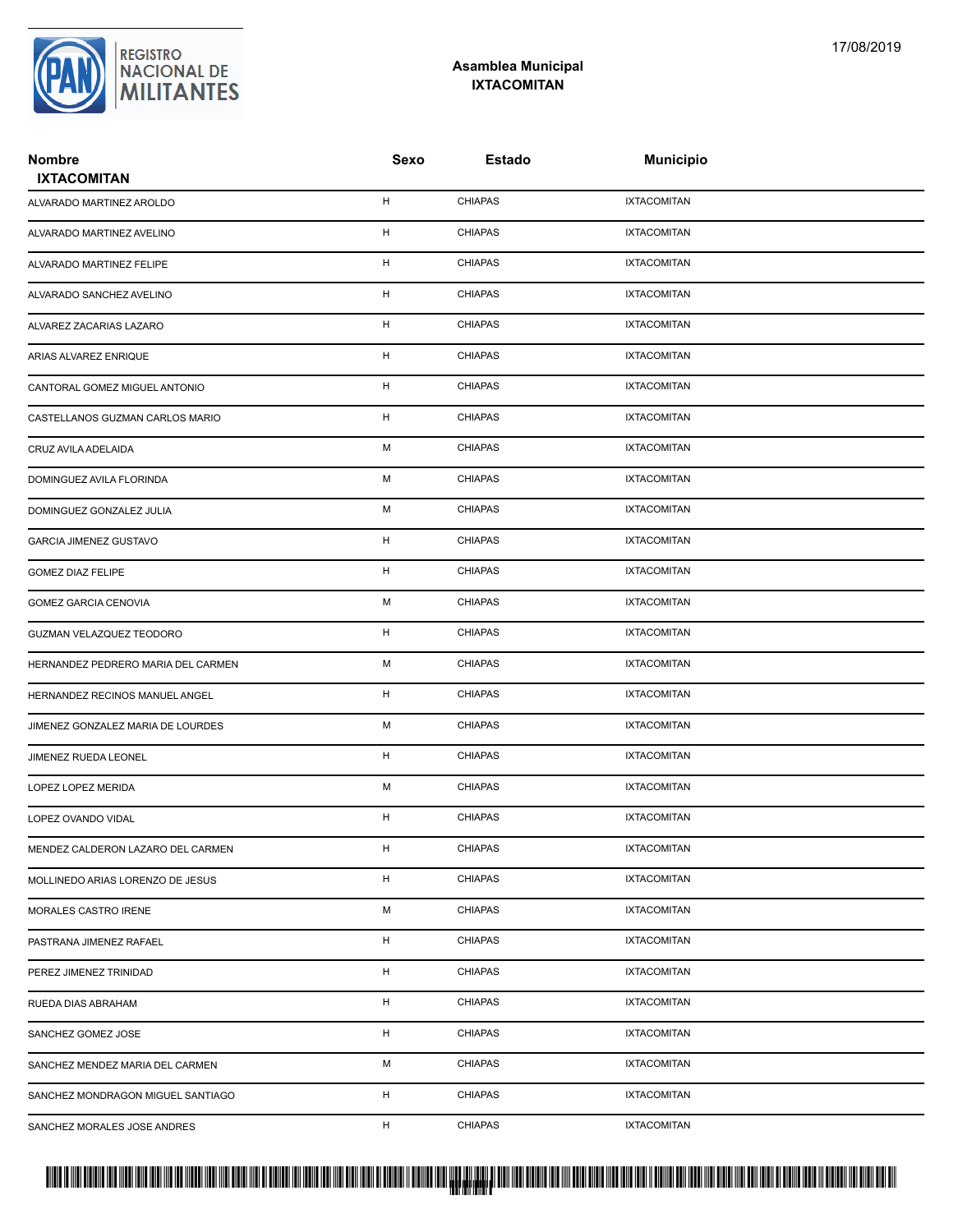**Asamblea Municipal**
**IXTACOMITAN**

17/08/2019

| Nombre IXTACOMITAN | Sexo | Estado | Municipio |
|---|---|---|---|
| ALVARADO MARTINEZ AROLDO | H | CHIAPAS | IXTACOMITAN |
| ALVARADO MARTINEZ AVELINO | H | CHIAPAS | IXTACOMITAN |
| ALVARADO MARTINEZ FELIPE | H | CHIAPAS | IXTACOMITAN |
| ALVARADO SANCHEZ AVELINO | H | CHIAPAS | IXTACOMITAN |
| ALVAREZ ZACARIAS LAZARO | H | CHIAPAS | IXTACOMITAN |
| ARIAS ALVAREZ ENRIQUE | H | CHIAPAS | IXTACOMITAN |
| CANTORAL GOMEZ MIGUEL ANTONIO | H | CHIAPAS | IXTACOMITAN |
| CASTELLANOS GUZMAN CARLOS MARIO | H | CHIAPAS | IXTACOMITAN |
| CRUZ AVILA ADELAIDA | M | CHIAPAS | IXTACOMITAN |
| DOMINGUEZ AVILA FLORINDA | M | CHIAPAS | IXTACOMITAN |
| DOMINGUEZ GONZALEZ JULIA | M | CHIAPAS | IXTACOMITAN |
| GARCIA JIMENEZ GUSTAVO | H | CHIAPAS | IXTACOMITAN |
| GOMEZ DIAZ FELIPE | H | CHIAPAS | IXTACOMITAN |
| GOMEZ GARCIA CENOVIA | M | CHIAPAS | IXTACOMITAN |
| GUZMAN VELAZQUEZ TEODORO | H | CHIAPAS | IXTACOMITAN |
| HERNANDEZ PEDRERO MARIA DEL CARMEN | M | CHIAPAS | IXTACOMITAN |
| HERNANDEZ RECINOS MANUEL ANGEL | H | CHIAPAS | IXTACOMITAN |
| JIMENEZ GONZALEZ MARIA DE LOURDES | M | CHIAPAS | IXTACOMITAN |
| JIMENEZ RUEDA LEONEL | H | CHIAPAS | IXTACOMITAN |
| LOPEZ LOPEZ MERIDA | M | CHIAPAS | IXTACOMITAN |
| LOPEZ OVANDO VIDAL | H | CHIAPAS | IXTACOMITAN |
| MENDEZ CALDERON LAZARO DEL CARMEN | H | CHIAPAS | IXTACOMITAN |
| MOLLINEDO ARIAS LORENZO DE JESUS | H | CHIAPAS | IXTACOMITAN |
| MORALES CASTRO IRENE | M | CHIAPAS | IXTACOMITAN |
| PASTRANA JIMENEZ RAFAEL | H | CHIAPAS | IXTACOMITAN |
| PEREZ JIMENEZ TRINIDAD | H | CHIAPAS | IXTACOMITAN |
| RUEDA DIAS ABRAHAM | H | CHIAPAS | IXTACOMITAN |
| SANCHEZ GOMEZ JOSE | H | CHIAPAS | IXTACOMITAN |
| SANCHEZ MENDEZ MARIA DEL CARMEN | M | CHIAPAS | IXTACOMITAN |
| SANCHEZ MONDRAGON MIGUEL SANTIAGO | H | CHIAPAS | IXTACOMITAN |
| SANCHEZ MORALES JOSE ANDRES | H | CHIAPAS | IXTACOMITAN |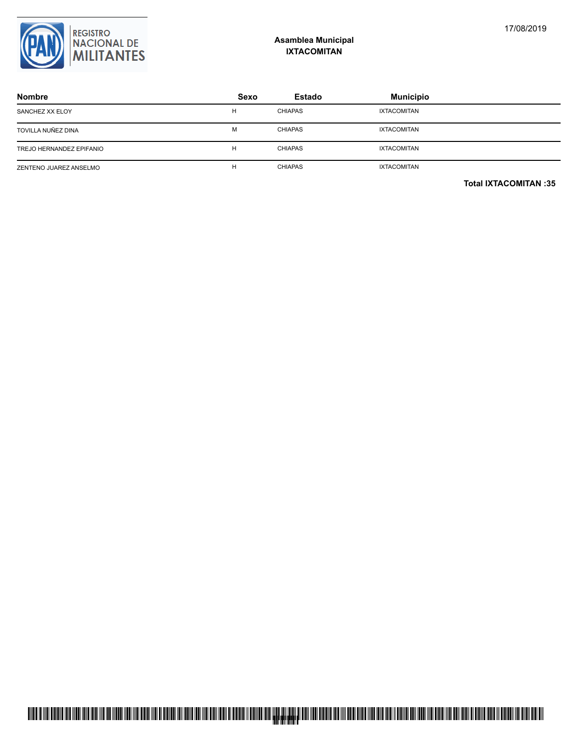Asamblea Municipal
IXTACOMITAN

| Nombre | Sexo | Estado | Municipio |
|---|---|---|---|
| SANCHEZ XX ELOY | H | CHIAPAS | IXTACOMITAN |
| TOVILLA NUÑEZ DINA | M | CHIAPAS | IXTACOMITAN |
| TREJO HERNANDEZ EPIFANIO | H | CHIAPAS | IXTACOMITAN |
| ZENTENO JUAREZ ANSELMO | H | CHIAPAS | IXTACOMITAN |

**Total IXTACOMITAN :35**